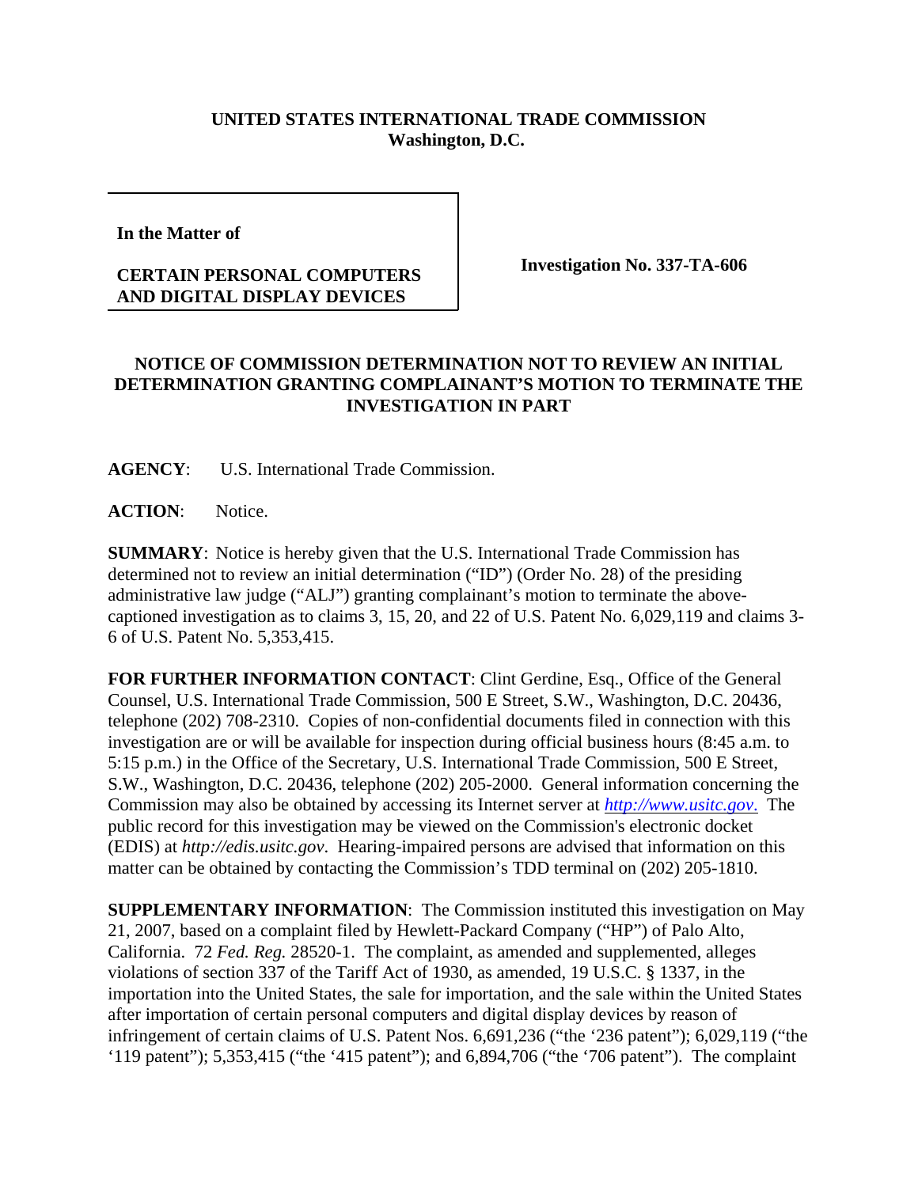**UNITED STATES INTERNATIONAL TRADE COMMISSION**
**Washington, D.C.**

| **In the Matter of**<br><br>**CERTAIN PERSONAL COMPUTERS AND DIGITAL DISPLAY DEVICES** | **Investigation No. 337-TA-606** |
|---|---|

## NOTICE OF COMMISSION DETERMINATION NOT TO REVIEW AN INITIAL DETERMINATION GRANTING COMPLAINANT'S MOTION TO TERMINATE THE INVESTIGATION IN PART

**AGENCY**: U.S. International Trade Commission.

**ACTION**: Notice.

**SUMMARY**: Notice is hereby given that the U.S. International Trade Commission has determined not to review an initial determination ("ID") (Order No. 28) of the presiding administrative law judge ("ALJ") granting complainant's motion to terminate the above-captioned investigation as to claims 3, 15, 20, and 22 of U.S. Patent No. 6,029,119 and claims 3-6 of U.S. Patent No. 5,353,415.

**FOR FURTHER INFORMATION CONTACT**: Clint Gerdine, Esq., Office of the General Counsel, U.S. International Trade Commission, 500 E Street, S.W., Washington, D.C. 20436, telephone (202) 708-2310. Copies of non-confidential documents filed in connection with this investigation are or will be available for inspection during official business hours (8:45 a.m. to 5:15 p.m.) in the Office of the Secretary, U.S. International Trade Commission, 500 E Street, S.W., Washington, D.C. 20436, telephone (202) 205-2000. General information concerning the Commission may also be obtained by accessing its Internet server at *http://www.usitc.gov*. The public record for this investigation may be viewed on the Commission's electronic docket (EDIS) at *http://edis.usitc.gov*. Hearing-impaired persons are advised that information on this matter can be obtained by contacting the Commission's TDD terminal on (202) 205-1810.

**SUPPLEMENTARY INFORMATION**: The Commission instituted this investigation on May 21, 2007, based on a complaint filed by Hewlett-Packard Company ("HP") of Palo Alto, California. 72 *Fed. Reg.* 28520-1. The complaint, as amended and supplemented, alleges violations of section 337 of the Tariff Act of 1930, as amended, 19 U.S.C. § 1337, in the importation into the United States, the sale for importation, and the sale within the United States after importation of certain personal computers and digital display devices by reason of infringement of certain claims of U.S. Patent Nos. 6,691,236 ("the '236 patent"); 6,029,119 ("the '119 patent"); 5,353,415 ("the '415 patent"); and 6,894,706 ("the '706 patent"). The complaint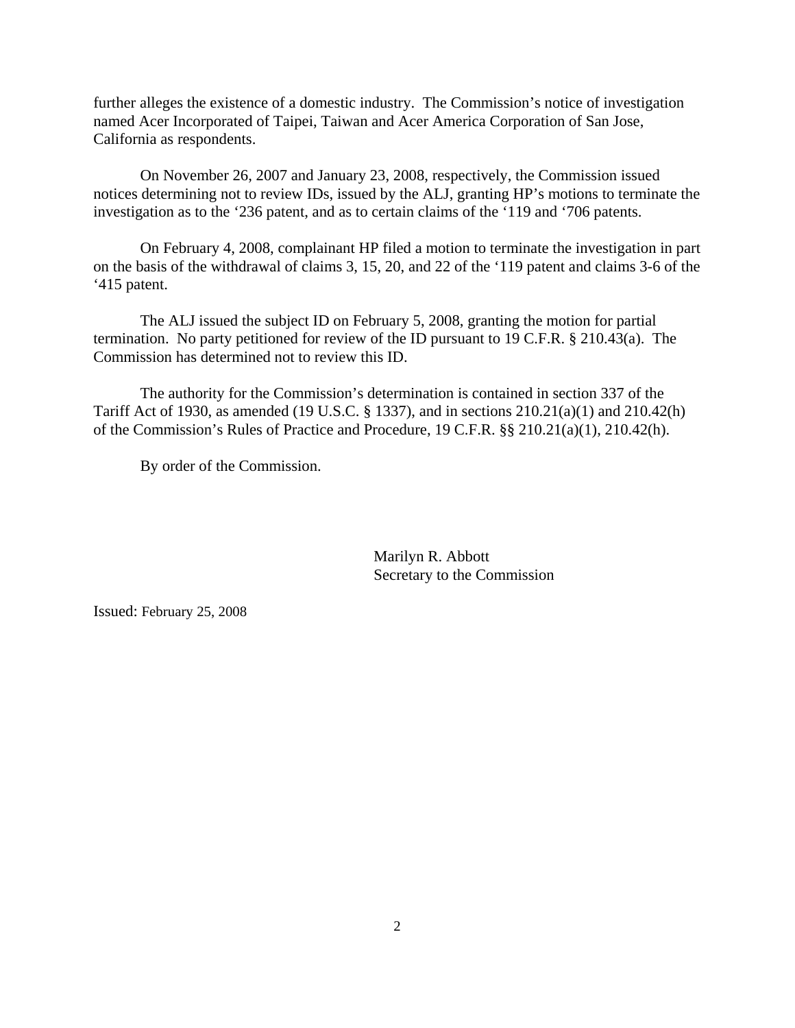further alleges the existence of a domestic industry. The Commission's notice of investigation named Acer Incorporated of Taipei, Taiwan and Acer America Corporation of San Jose, California as respondents.

On November 26, 2007 and January 23, 2008, respectively, the Commission issued notices determining not to review IDs, issued by the ALJ, granting HP's motions to terminate the investigation as to the '236 patent, and as to certain claims of the '119 and '706 patents.

On February 4, 2008, complainant HP filed a motion to terminate the investigation in part on the basis of the withdrawal of claims 3, 15, 20, and 22 of the '119 patent and claims 3-6 of the '415 patent.

The ALJ issued the subject ID on February 5, 2008, granting the motion for partial termination. No party petitioned for review of the ID pursuant to 19 C.F.R. § 210.43(a). The Commission has determined not to review this ID.

The authority for the Commission's determination is contained in section 337 of the Tariff Act of 1930, as amended (19 U.S.C. § 1337), and in sections 210.21(a)(1) and 210.42(h) of the Commission's Rules of Practice and Procedure, 19 C.F.R. §§ 210.21(a)(1), 210.42(h).

By order of the Commission.

Marilyn R. Abbott
Secretary to the Commission

Issued: February 25, 2008